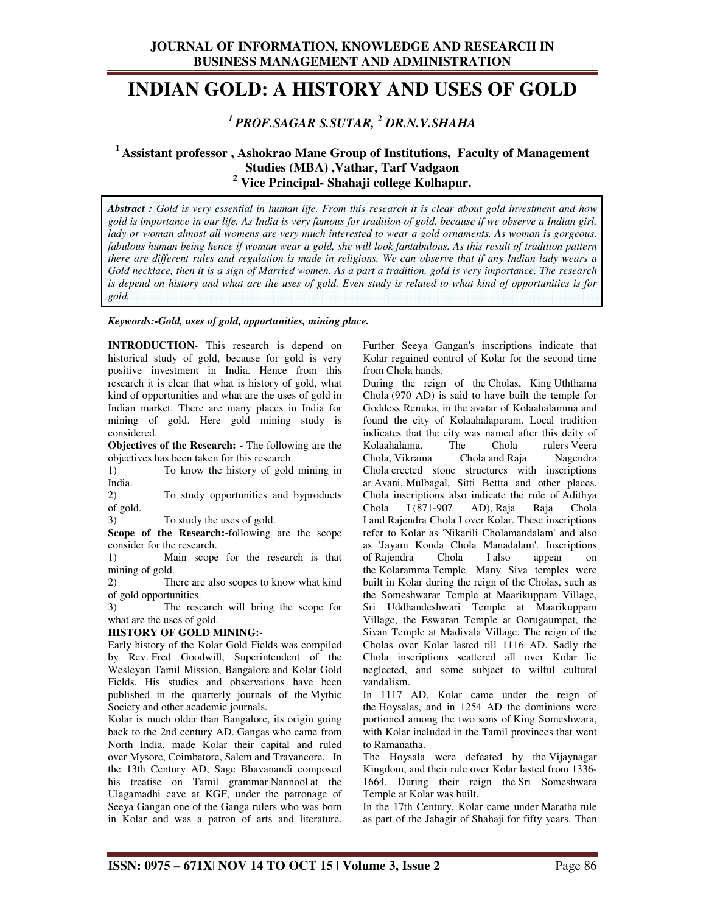# INDIAN GOLD: A HISTORY AND USES OF GOLD

### [1] PROF.SAGAR S.SUTAR, [2] DR.N.V.SHAHA

**[1] Assistant professor , Ashokrao Mane Group of Institutions, Faculty of Management Studies (MBA) ,Vathar, Tarf Vadgaon**
**[2] Vice Principal- Shahaji college Kolhapur.**

***Abstract :*** *Gold is very essential in human life. From this research it is clear about gold investment and how gold is importance in our life. As India is very famous for tradition of gold, because if we observe a Indian girl, lady or woman almost all womens are very much interested to wear a gold ornaments. As woman is gorgeous, fabulous human being hence if woman wear a gold, she will look fantabulous. As this result of tradition pattern there are different rules and regulation is made in religions. We can observe that if any Indian lady wears a Gold necklace, then it is a sign of Married women. As a part a tradition, gold is very importance. The research is depend on history and what are the uses of gold. Even study is related to what kind of opportunities is for gold.*

***Keywords:-Gold, uses of gold, opportunities, mining place.***

**INTRODUCTION-** This research is depend on historical study of gold, because for gold is very positive investment in India. Hence from this research it is clear that what is history of gold, what kind of opportunities and what are the uses of gold in Indian market. There are many places in India for mining of gold. Here gold mining study is considered.

**Objectives of the Research: -** The following are the objectives has been taken for this research.

1) To know the history of gold mining in India.
2) To study opportunities and byproducts of gold.
3) To study the uses of gold.

**Scope of the Research:-**following are the scope consider for the research.

1) Main scope for the research is that mining of gold.
2) There are also scopes to know what kind of gold opportunities.
3) The research will bring the scope for what are the uses of gold.

**HISTORY OF GOLD MINING:-**

Early history of the Kolar Gold Fields was compiled by Rev. Fred Goodwill, Superintendent of the Wesleyan Tamil Mission, Bangalore and Kolar Gold Fields. His studies and observations have been published in the quarterly journals of the Mythic Society and other academic journals.

Kolar is much older than Bangalore, its origin going back to the 2nd century AD. Gangas who came from North India, made Kolar their capital and ruled over Mysore, Coimbatore, Salem and Travancore. In the 13th Century AD, Sage Bhavanandi composed his treatise on Tamil grammar Nannool at the Ulagamadhi cave at KGF, under the patronage of Seeya Gangan one of the Ganga rulers who was born in Kolar and was a patron of arts and literature. Further Seeya Gangan's inscriptions indicate that Kolar regained control of Kolar for the second time from Chola hands.

During the reign of the Cholas, King Uththama Chola (970 AD) is said to have built the temple for Goddess Renuka, in the avatar of Kolaahalamma and found the city of Kolaahalapuram. Local tradition indicates that the city was named after this deity of Kolaahalama. The Chola rulers Veera Chola, Vikrama Chola and Raja Nagendra Chola erected stone structures with inscriptions ar Avani, Mulbagal, Sitti Bettta and other places. Chola inscriptions also indicate the rule of Adithya Chola I (871-907 AD), Raja Raja Chola I and Rajendra Chola I over Kolar. These inscriptions refer to Kolar as 'Nikarili Cholamandalam' and also as 'Jayam Konda Chola Manadalam'. Inscriptions of Rajendra Chola I also appear on the Kolaramma Temple. Many Siva temples were built in Kolar during the reign of the Cholas, such as the Someshwarar Temple at Maarikuppam Village, Sri Uddhandeshwari Temple at Maarikuppam Village, the Eswaran Temple at Oorugaumpet, the Sivan Temple at Madivala Village. The reign of the Cholas over Kolar lasted till 1116 AD. Sadly the Chola inscriptions scattered all over Kolar lie neglected, and some subject to wilful cultural vandalism.

In 1117 AD, Kolar came under the reign of the Hoysalas, and in 1254 AD the dominions were portioned among the two sons of King Someshwara, with Kolar included in the Tamil provinces that went to Ramanatha.

The Hoysala were defeated by the Vijaynagar Kingdom, and their rule over Kolar lasted from 1336-1664. During their reign the Sri Someshwara Temple at Kolar was built.

In the 17th Century, Kolar came under Maratha rule as part of the Jahagir of Shahaji for fifty years. Then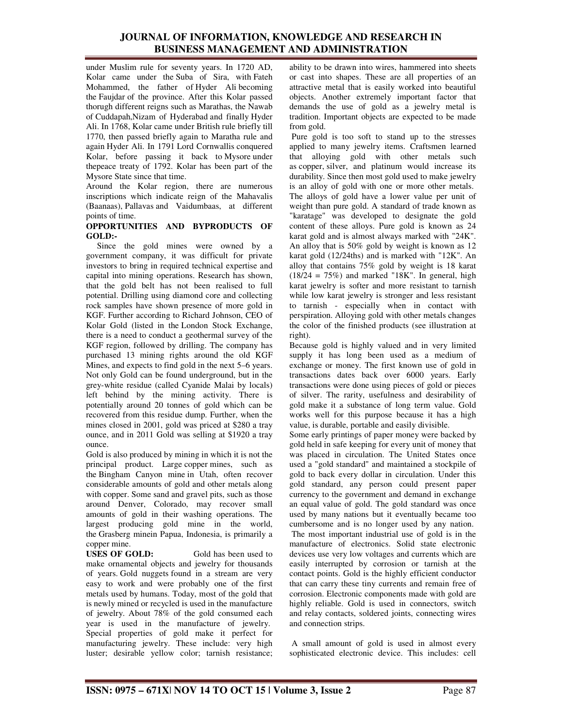under Muslim rule for seventy years. In 1720 AD, Kolar came under the Suba of Sira, with Fateh Mohammed, the father of Hyder Ali becoming the Faujdar of the province. After this Kolar passed thorugh different reigns such as Marathas, the Nawab of Cuddapah,Nizam of Hyderabad and finally Hyder Ali. In 1768, Kolar came under British rule briefly till 1770, then passed briefly again to Maratha rule and again Hyder Ali. In 1791 Lord Cornwallis conquered Kolar, before passing it back to Mysore under thepeace treaty of 1792. Kolar has been part of the Mysore State since that time.

Around the Kolar region, there are numerous inscriptions which indicate reign of the Mahavalis (Baanaas), Pallavas and Vaidumbaas, at different points of time.

**OPPORTUNITIES AND BYPRODUCTS OF GOLD:-**

Since the gold mines were owned by a government company, it was difficult for private investors to bring in required technical expertise and capital into mining operations. Research has shown, that the gold belt has not been realised to full potential. Drilling using diamond core and collecting rock samples have shown presence of more gold in KGF. Further according to Richard Johnson, CEO of Kolar Gold (listed in the London Stock Exchange, there is a need to conduct a geothermal survey of the KGF region, followed by drilling. The company has purchased 13 mining rights around the old KGF Mines, and expects to find gold in the next 5–6 years. Not only Gold can be found underground, but in the grey-white residue (called Cyanide Malai by locals) left behind by the mining activity. There is potentially around 20 tonnes of gold which can be recovered from this residue dump. Further, when the mines closed in 2001, gold was priced at $280 a tray ounce, and in 2011 Gold was selling at $1920 a tray ounce.

Gold is also produced by mining in which it is not the principal product. Large copper mines, such as the Bingham Canyon mine in Utah, often recover considerable amounts of gold and other metals along with copper. Some sand and gravel pits, such as those around Denver, Colorado, may recover small amounts of gold in their washing operations. The largest producing gold mine in the world, the Grasberg minein Papua, Indonesia, is primarily a copper mine.

**USES OF GOLD:** Gold has been used to make ornamental objects and jewelry for thousands of years. Gold nuggets found in a stream are very easy to work and were probably one of the first metals used by humans. Today, most of the gold that is newly mined or recycled is used in the manufacture of jewelry. About 78% of the gold consumed each year is used in the manufacture of jewelry.

Special properties of gold make it perfect for manufacturing jewelry. These include: very high luster; desirable yellow color; tarnish resistance; ability to be drawn into wires, hammered into sheets or cast into shapes. These are all properties of an attractive metal that is easily worked into beautiful objects. Another extremely important factor that demands the use of gold as a jewelry metal is tradition. Important objects are expected to be made from gold.

Pure gold is too soft to stand up to the stresses applied to many jewelry items. Craftsmen learned that alloying gold with other metals such as copper, silver, and platinum would increase its durability. Since then most gold used to make jewelry is an alloy of gold with one or more other metals. The alloys of gold have a lower value per unit of weight than pure gold. A standard of trade known as "karatage" was developed to designate the gold content of these alloys. Pure gold is known as 24 karat gold and is almost always marked with "24K". An alloy that is 50% gold by weight is known as 12 karat gold (12/24ths) and is marked with "12K". An alloy that contains 75% gold by weight is 18 karat (18/24 = 75%) and marked "18K". In general, high karat jewelry is softer and more resistant to tarnish while low karat jewelry is stronger and less resistant to tarnish - especially when in contact with perspiration. Alloying gold with other metals changes the color of the finished products (see illustration at right).

Because gold is highly valued and in very limited supply it has long been used as a medium of exchange or money. The first known use of gold in transactions dates back over 6000 years. Early transactions were done using pieces of gold or pieces of silver. The rarity, usefulness and desirability of gold make it a substance of long term value. Gold works well for this purpose because it has a high value, is durable, portable and easily divisible.

Some early printings of paper money were backed by gold held in safe keeping for every unit of money that was placed in circulation. The United States once used a "gold standard" and maintained a stockpile of gold to back every dollar in circulation. Under this gold standard, any person could present paper currency to the government and demand in exchange an equal value of gold. The gold standard was once used by many nations but it eventually became too cumbersome and is no longer used by any nation.

The most important industrial use of gold is in the manufacture of electronics. Solid state electronic devices use very low voltages and currents which are easily interrupted by corrosion or tarnish at the contact points. Gold is the highly efficient conductor that can carry these tiny currents and remain free of corrosion. Electronic components made with gold are highly reliable. Gold is used in connectors, switch and relay contacts, soldered joints, connecting wires and connection strips.

A small amount of gold is used in almost every sophisticated electronic device. This includes: cell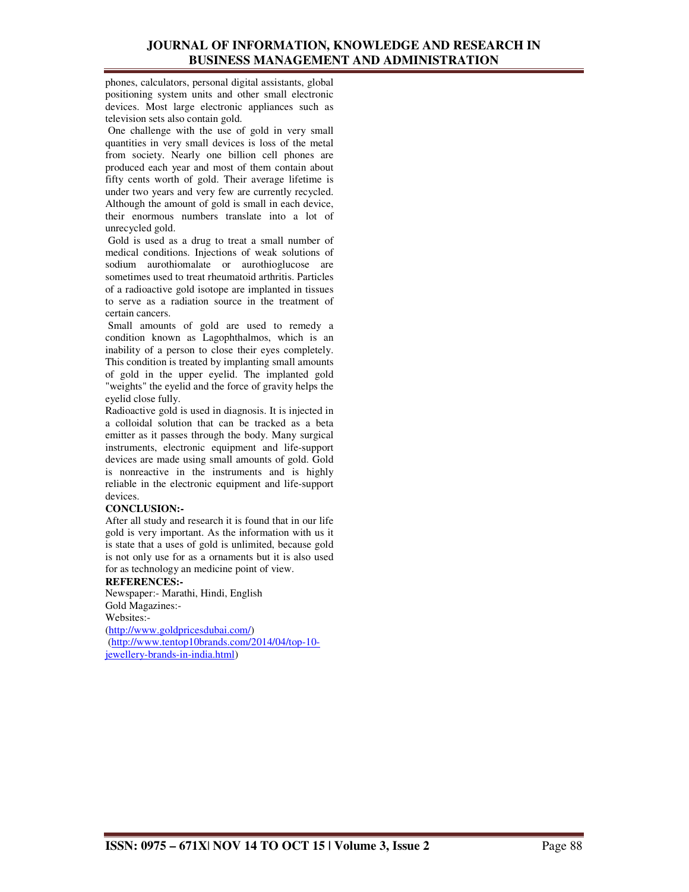phones, calculators, personal digital assistants, global positioning system units and other small electronic devices. Most large electronic appliances such as television sets also contain gold.

One challenge with the use of gold in very small quantities in very small devices is loss of the metal from society. Nearly one billion cell phones are produced each year and most of them contain about fifty cents worth of gold. Their average lifetime is under two years and very few are currently recycled. Although the amount of gold is small in each device, their enormous numbers translate into a lot of unrecycled gold.

Gold is used as a drug to treat a small number of medical conditions. Injections of weak solutions of sodium aurothiomalate or aurothioglucose are sometimes used to treat rheumatoid arthritis. Particles of a radioactive gold isotope are implanted in tissues to serve as a radiation source in the treatment of certain cancers.

Small amounts of gold are used to remedy a condition known as Lagophthalmos, which is an inability of a person to close their eyes completely. This condition is treated by implanting small amounts of gold in the upper eyelid. The implanted gold "weights" the eyelid and the force of gravity helps the eyelid close fully.

Radioactive gold is used in diagnosis. It is injected in a colloidal solution that can be tracked as a beta emitter as it passes through the body. Many surgical instruments, electronic equipment and life-support devices are made using small amounts of gold. Gold is nonreactive in the instruments and is highly reliable in the electronic equipment and life-support devices.

**CONCLUSION:-**

After all study and research it is found that in our life gold is very important. As the information with us it is state that a uses of gold is unlimited, because gold is not only use for as a ornaments but it is also used for as technology an medicine point of view.

**REFERENCES:-**

Newspaper:- Marathi, Hindi, English

Gold Magazines:-

Websites:-

(http://www.goldpricesdubai.com/)

(http://www.tentop10brands.com/2014/04/top-10-jewellery-brands-in-india.html)